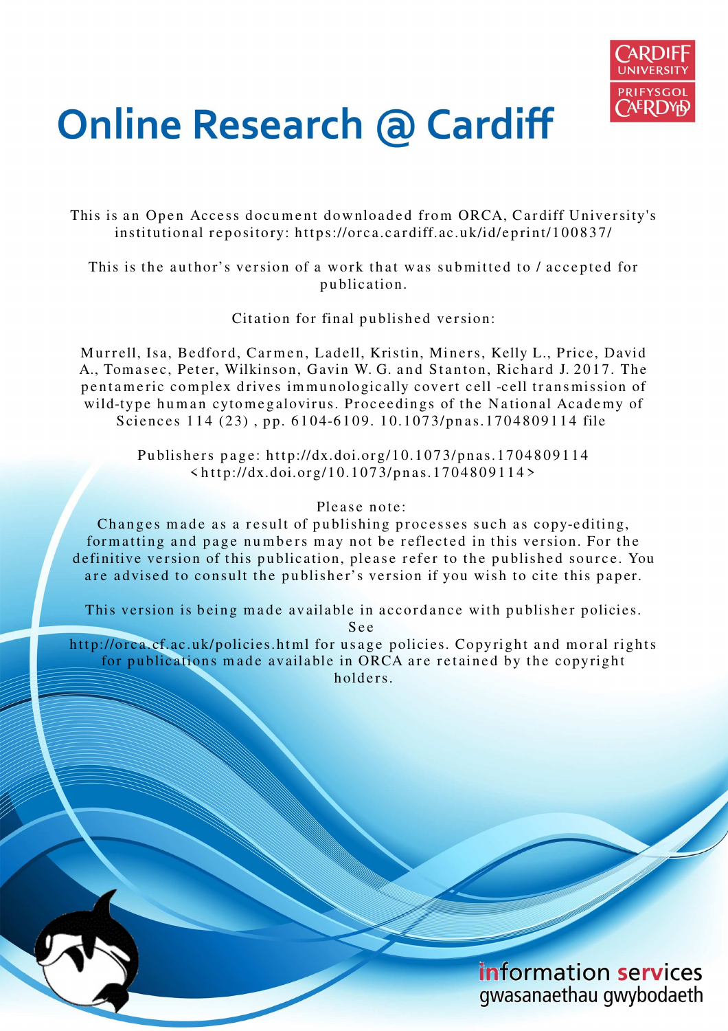# Online Research @ Cardiff

This is an Open Access document downloaded from ORCA, Cardiff University's institutional repository: https://orca.cardiff.ac.uk/id/eprint/100837/

This is the author's version of a work that was submitted to / accepted for publication.

Citation for final published version:

Murrell, Isa, Bedford, Carmen, Ladell, Kristin, Miners, Kelly L., Price, David A., Tomasec, Peter, Wilkinson, Gavin W. G. and Stanton, Richard J. 2017. The pentameric complex drives immunologically covert cell -cell transmission of wild-type human cytomegalovirus. Proceedings of the National Academy of Sciences 114 (23) , pp. 6104-6109. 10.1073/pnas.1704809114 file

Publishers page: http://dx.doi.org/10.1073/pnas.1704809114
<http://dx.doi.org/10.1073/pnas.1704809114>

Please note:
Changes made as a result of publishing processes such as copy-editing, formatting and page numbers may not be reflected in this version. For the definitive version of this publication, please refer to the published source. You are advised to consult the publisher's version if you wish to cite this paper.

This version is being made available in accordance with publisher policies. See
http://orca.cf.ac.uk/policies.html for usage policies. Copyright and moral rights for publications made available in ORCA are retained by the copyright holders.

information services
gwasanaethau gwybodaeth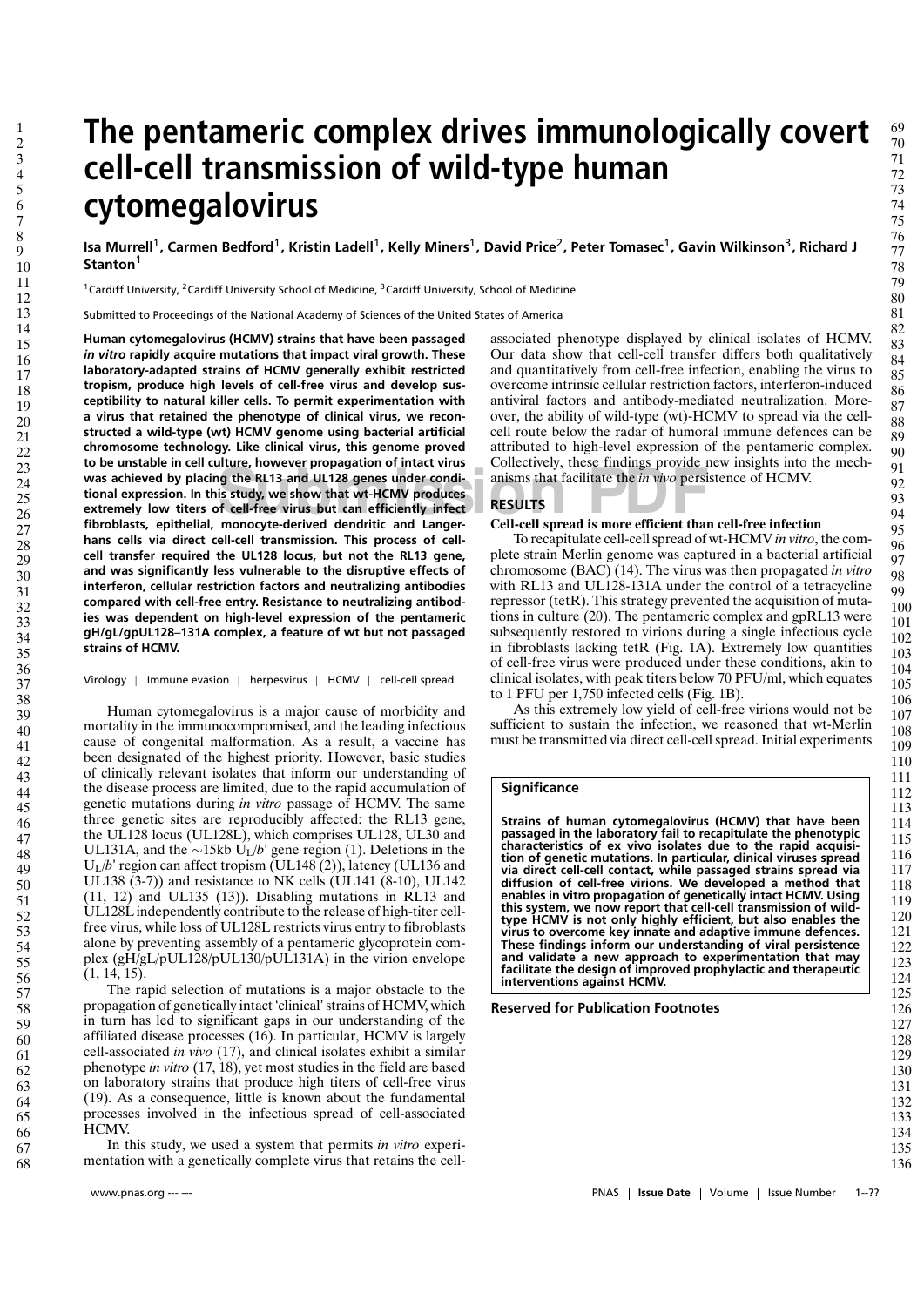# The pentameric complex drives immunologically covert cell-cell transmission of wild-type human cytomegalovirus

**Isa Murrell[1], Carmen Bedford[1], Kristin Ladell[1], Kelly Miners[1], David Price[2], Peter Tomasec[1], Gavin Wilkinson[3], Richard J Stanton[1]**

[1]Cardiff University, [2]Cardiff University School of Medicine, [3]Cardiff University, School of Medicine

Submitted to Proceedings of the National Academy of Sciences of the United States of America

**Human cytomegalovirus (HCMV) strains that have been passaged *in vitro* rapidly acquire mutations that impact viral growth. These laboratory-adapted strains of HCMV generally exhibit restricted tropism, produce high levels of cell-free virus and develop susceptibility to natural killer cells. To permit experimentation with a virus that retained the phenotype of clinical virus, we reconstructed a wild-type (wt) HCMV genome using bacterial artificial chromosome technology. Like clinical virus, this genome proved to be unstable in cell culture, however propagation of intact virus was achieved by placing the RL13 and UL128 genes under conditional expression. In this study, we show that wt-HCMV produces extremely low titers of cell-free virus but can efficiently infect fibroblasts, epithelial, monocyte-derived dendritic and Langerhans cells via direct cell-cell transmission. This process of cell-cell transfer required the UL128 locus, but not the RL13 gene, and was significantly less vulnerable to the disruptive effects of interferon, cellular restriction factors and neutralizing antibodies compared with cell-free entry. Resistance to neutralizing antibodies was dependent on high-level expression of the pentameric gH/gL/gpUL128–131A complex, a feature of wt but not passaged strains of HCMV.**

Virology | Immune evasion | herpesvirus | HCMV | cell-cell spread

Human cytomegalovirus is a major cause of morbidity and mortality in the immunocompromised, and the leading infectious cause of congenital malformation. As a result, a vaccine has been designated of the highest priority. However, basic studies of clinically relevant isolates that inform our understanding of the disease process are limited, due to the rapid accumulation of genetic mutations during *in vitro* passage of HCMV. The same three genetic sites are reproducibly affected: the RL13 gene, the UL128 locus (UL128L), which comprises UL128, UL30 and UL131A, and the ~15kb $U_L/b'$ gene region (1). Deletions in the $U_L/b'$ region can affect tropism (UL148 (2)), latency (UL136 and UL138 (3-7)) and resistance to NK cells (UL141 (8-10), UL142 (11, 12) and UL135 (13)). Disabling mutations in RL13 and UL128L independently contribute to the release of high-titer cell-free virus, while loss of UL128L restricts virus entry to fibroblasts alone by preventing assembly of a pentameric glycoprotein complex (gH/gL/pUL128/pUL130/pUL131A) in the virion envelope (1, 14, 15).

The rapid selection of mutations is a major obstacle to the propagation of genetically intact 'clinical' strains of HCMV, which in turn has led to significant gaps in our understanding of the affiliated disease processes (16). In particular, HCMV is largely cell-associated *in vivo* (17), and clinical isolates exhibit a similar phenotype *in vitro* (17, 18), yet most studies in the field are based on laboratory strains that produce high titers of cell-free virus (19). As a consequence, little is known about the fundamental processes involved in the infectious spread of cell-associated HCMV.

In this study, we used a system that permits *in vitro* experimentation with a genetically complete virus that retains the cell-associated phenotype displayed by clinical isolates of HCMV. Our data show that cell-cell transfer differs both qualitatively and quantitatively from cell-free infection, enabling the virus to overcome intrinsic cellular restriction factors, interferon-induced antiviral factors and antibody-mediated neutralization. Moreover, the ability of wild-type (wt)-HCMV to spread via the cell-cell route below the radar of humoral immune defences can be attributed to high-level expression of the pentameric complex. Collectively, these findings provide new insights into the mechanisms that facilitate the *in vivo* persistence of HCMV.

## RESULTS

### Cell-cell spread is more efficient than cell-free infection

To recapitulate cell-cell spread of wt-HCMV *in vitro*, the complete strain Merlin genome was captured in a bacterial artificial chromosome (BAC) (14). The virus was then propagated *in vitro* with RL13 and UL128-131A under the control of a tetracycline repressor (tetR). This strategy prevented the acquisition of mutations in culture (20). The pentameric complex and gpRL13 were subsequently restored to virions during a single infectious cycle in fibroblasts lacking tetR (Fig. 1A). Extremely low quantities of cell-free virus were produced under these conditions, akin to clinical isolates, with peak titers below 70 PFU/ml, which equates to 1 PFU per 1,750 infected cells (Fig. 1B).

As this extremely low yield of cell-free virions would not be sufficient to sustain the infection, we reasoned that wt-Merlin must be transmitted via direct cell-cell spread. Initial experiments

### Significance

**Strains of human cytomegalovirus (HCMV) that have been passaged in the laboratory fail to recapitulate the phenotypic characteristics of ex vivo isolates due to the rapid acquisition of genetic mutations. In particular, clinical viruses spread via direct cell-cell contact, while passaged strains spread via diffusion of cell-free virions. We developed a method that enables in vitro propagation of genetically intact HCMV. Using this system, we now report that cell-cell transmission of wild-type HCMV is not only highly efficient, but also enables the virus to overcome key innate and adaptive immune defences. These findings inform our understanding of viral persistence and validate a new approach to experimentation that may facilitate the design of improved prophylactic and therapeutic interventions against HCMV.**

**Reserved for Publication Footnotes**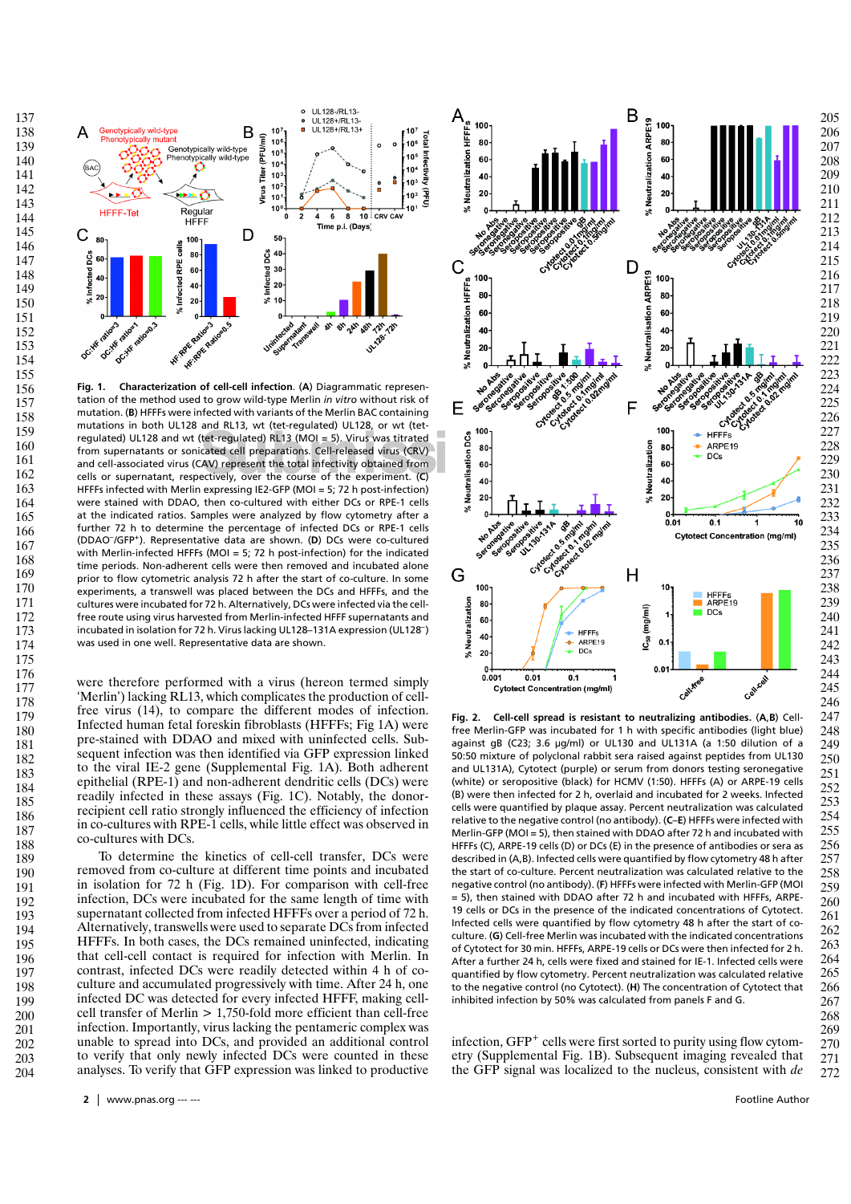**Fig. 1. Characterization of cell-cell infection.** (**A**) Diagrammatic representation of the method used to grow wild-type Merlin *in vitro* without risk of mutation. (**B**) HFFFs were infected with variants of the Merlin BAC containing mutations in both UL128 and RL13, wt (tet-regulated) UL128, or wt (tet-regulated) UL128 and wt (tet-regulated) RL13 (MOI = 5). Virus was titrated from supernatants or sonicated cell preparations. Cell-released virus (CRV) and cell-associated virus (CAV) represent the total infectivity obtained from cells or supernatant, respectively, over the course of the experiment. (**C**) HFFFs infected with Merlin expressing IE2-GFP (MOI = 5; 72 h post-infection) were stained with DDAO, then co-cultured with either DCs or RPE-1 cells at the indicated ratios. Samples were analyzed by flow cytometry after a further 72 h to determine the percentage of infected DCs or RPE-1 cells (DDAO$^-$/GFP$^+$). Representative data are shown. (**D**) DCs were co-cultured with Merlin-infected HFFFs (MOI = 5; 72 h post-infection) for the indicated time periods. Non-adherent cells were then removed and incubated alone prior to flow cytometric analysis 72 h after the start of co-culture. In some experiments, a transwell was placed between the DCs and HFFFs, and the cultures were incubated for 72 h. Alternatively, DCs were infected via the cell-free route using virus harvested from Merlin-infected HFFF supernatants and incubated in isolation for 72 h. Virus lacking UL128–131A expression (UL128$^-$) was used in one well. Representative data are shown.

were therefore performed with a virus (hereon termed simply 'Merlin') lacking RL13, which complicates the production of cell-free virus (14), to compare the different modes of infection. Infected human fetal foreskin fibroblasts (HFFFs; Fig 1A) were pre-stained with DDAO and mixed with uninfected cells. Subsequent infection was then identified via GFP expression linked to the viral IE-2 gene (Supplemental Fig. 1A). Both adherent epithelial (RPE-1) and non-adherent dendritic cells (DCs) were readily infected in these assays (Fig. 1C). Notably, the donor-recipient cell ratio strongly influenced the efficiency of infection in co-cultures with RPE-1 cells, while little effect was observed in co-cultures with DCs.

To determine the kinetics of cell-cell transfer, DCs were removed from co-culture at different time points and incubated in isolation for 72 h (Fig. 1D). For comparison with cell-free infection, DCs were incubated for the same length of time with supernatant collected from infected HFFFs over a period of 72 h. Alternatively, transwells were used to separate DCs from infected HFFFs. In both cases, the DCs remained uninfected, indicating that cell-cell contact is required for infection with Merlin. In contrast, infected DCs were readily detected within 4 h of co-culture and accumulated progressively with time. After 24 h, one infected DC was detected for every infected HFFF, making cell-cell transfer of Merlin > 1,750-fold more efficient than cell-free infection. Importantly, virus lacking the pentameric complex was unable to spread into DCs, and provided an additional control to verify that only newly infected DCs were counted in these analyses. To verify that GFP expression was linked to productive

**Fig. 2. Cell-cell spread is resistant to neutralizing antibodies.** (**A**,**B**) Cell-free Merlin-GFP was incubated for 1 h with specific antibodies (light blue) against gB (C23; 3.6 μg/ml) or UL130 and UL131A (a 1:50 dilution of a 50:50 mixture of polyclonal rabbit sera raised against peptides from UL130 and UL131A), Cytotect (purple) or serum from donors testing seronegative (white) or seropositive (black) for HCMV (1:50). HFFFs (A) or ARPE-19 cells (B) were then infected for 2 h, overlaid and incubated for 2 weeks. Infected cells were quantified by plaque assay. Percent neutralization was calculated relative to the negative control (no antibody). (**C**–**E**) HFFFs were infected with Merlin-GFP (MOI = 5), then stained with DDAO after 72 h and incubated with HFFFs (C), ARPE-19 cells (D) or DCs (E) in the presence of antibodies or sera as described in (A,B). Infected cells were quantified by flow cytometry 48 h after the start of co-culture. Percent neutralization was calculated relative to the negative control (no antibody). (**F**) HFFFs were infected with Merlin-GFP (MOI = 5), then stained with DDAO after 72 h and incubated with HFFFs, ARPE-19 cells or DCs in the presence of the indicated concentrations of Cytotect. Infected cells were quantified by flow cytometry 48 h after the start of co-culture. (**G**) Cell-free Merlin was incubated with the indicated concentrations of Cytotect for 30 min. HFFFs, ARPE-19 cells or DCs were then infected for 2 h. After a further 24 h, cells were fixed and stained for IE-1. Infected cells were quantified by flow cytometry. Percent neutralization was calculated relative to the negative control (no Cytotect). (**H**) The concentration of Cytotect that inhibited infection by 50% was calculated from panels F and G.

infection, GFP$^+$ cells were first sorted to purity using flow cytometry (Supplemental Fig. 1B). Subsequent imaging revealed that the GFP signal was localized to the nucleus, consistent with *de*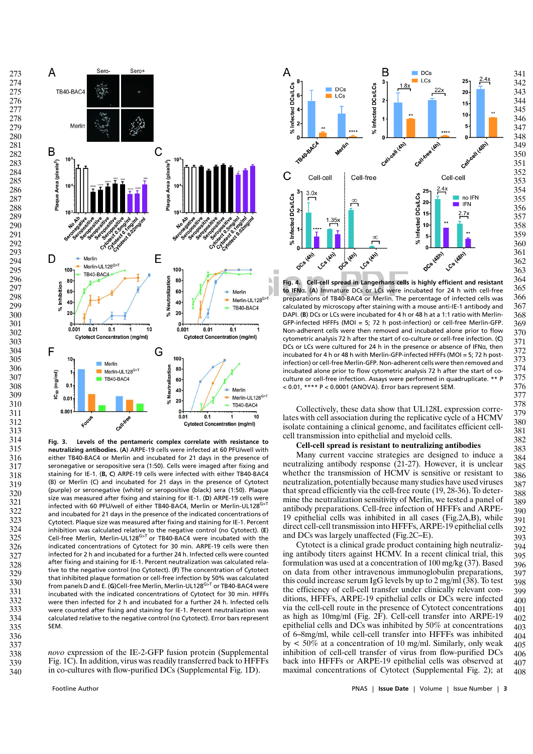**Fig. 3. Levels of the pentameric complex correlate with resistance to neutralizing antibodies.** (A) ARPE-19 cells were infected at 60 PFU/well with either TB40-BAC4 or Merlin and incubated for 21 days in the presence of seronegative or seropositive sera (1:50). Cells were imaged after fixing and staining for IE-1. (B, C) ARPE-19 cells were infected with either TB40-BAC4 (B) or Merlin (C) and incubated for 21 days in the presence of Cytotect (purple) or seronegative (white) or seropositive (black) sera (1:50). Plaque size was measured after fixing and staining for IE-1. (D) ARPE-19 cells were infected with 60 PFU/well of either TB40-BAC4, Merlin or Merlin-UL128$^{G>T}$ and incubated for 21 days in the presence of the indicated concentrations of Cytotect. Plaque size was measured after fixing and staining for IE-1. Percent inhibition was calculated relative to the negative control (no Cytotect). (E) Cell-free Merlin, Merlin-UL128$^{G>T}$ or TB40-BAC4 were incubated with the indicated concentrations of Cytotect for 30 min. ARPE-19 cells were then infected for 2 h and incubated for a further 24 h. Infected cells were counted after fixing and staining for IE-1. Percent neutralization was calculated relative to the negative control (no Cytotect). (F) The concentration of Cytotect that inhibited plaque formation or cell-free infection by 50% was calculated from panels D and E. (G) Cell-free Merlin, Merlin-UL128$^{G>T}$ or TB40-BAC4 were incubated with the indicated concentrations of Cytotect for 30 min. HFFFs were then infected for 2 h and incubated for a further 24 h. Infected cells were counted after fixing and staining for IE-1. Percent neutralization was calculated relative to the negative control (no Cytotect). Error bars represent SEM.

*novo* expression of the IE-2-GFP fusion protein (Supplemental Fig. 1C). In addition, virus was readily transferred back to HFFFs in co-cultures with flow-purified DCs (Supplemental Fig. 1D).

**Fig. 4. Cell-cell spread in Langerhans cells is highly efficient and resistant to IFNα.** (A) Immature DCs or LCs were incubated for 24 h with cell-free preparations of TB40-BAC4 or Merlin. The percentage of infected cells was calculated by microscopy after staining with a mouse anti-IE-1 antibody and DAPI. (B) DCs or LCs were incubated for 4 h or 48 h at a 1:1 ratio with Merlin-GFP-infected HFFFs (MOI = 5; 72 h post-infection) or cell-free Merlin-GFP. Non-adherent cells were then removed and incubated alone prior to flow cytometric analysis 72 h after the start of co-culture or cell-free infection. (C) DCs or LCs were cultured for 24 h in the presence or absence of IFNα, then incubated for 4 h or 48 h with Merlin-GFP-infected HFFFs (MOI = 5; 72 h post-infection) or cell-free Merlin-GFP. Non-adherent cells were then removed and incubated alone prior to flow cytometric analysis 72 h after the start of co-culture or cell-free infection. Assays were performed in quadruplicate. ** P < 0.01, **** P < 0.0001 (ANOVA). Error bars represent SEM.

Collectively, these data show that UL128L expression correlates with cell association during the replicative cycle of a HCMV isolate containing a clinical genome, and facilitates efficient cell-cell transmission into epithelial and myeloid cells.

**Cell-cell spread is resistant to neutralizing antibodies**

Many current vaccine strategies are designed to induce a neutralizing antibody response (21-27). However, it is unclear whether the transmission of HCMV is sensitive or resistant to neutralization, potentially because many studies have used viruses that spread efficiently via the cell-free route (19, 28-36). To determine the neutralization sensitivity of Merlin, we tested a panel of antibody preparations. Cell-free infection of HFFFs and ARPE-19 epithelial cells was inhibited in all cases (Fig.2A,B), while direct cell-cell transmission into HFFFs, ARPE-19 epithelial cells and DCs was largely unaffected (Fig.2C–E).

Cytotect is a clinical grade product containing high neutralizing antibody titers against HCMV. In a recent clinical trial, this formulation was used at a concentration of 100 mg/kg (37). Based on data from other intravenous immunoglobulin preparations, this could increase serum IgG levels by up to 2 mg/ml (38). To test the efficiency of cell-cell transfer under clinically relevant conditions, HFFFs, ARPE-19 epithelial cells or DCs were infected via the cell-cell route in the presence of Cytotect concentrations as high as 10mg/ml (Fig. 2F). Cell-cell transfer into ARPE-19 epithelial cells and DCs was inhibited by 50% at concentrations of 6–8mg/ml, while cell-cell transfer into HFFFs was inhibited by < 50% at a concentration of 10 mg/ml. Similarly, only weak inhibition of cell-cell transfer of virus from flow-purified DCs back into HFFFs or ARPE-19 epithelial cells was observed at maximal concentrations of Cytotect (Supplemental Fig. 2); at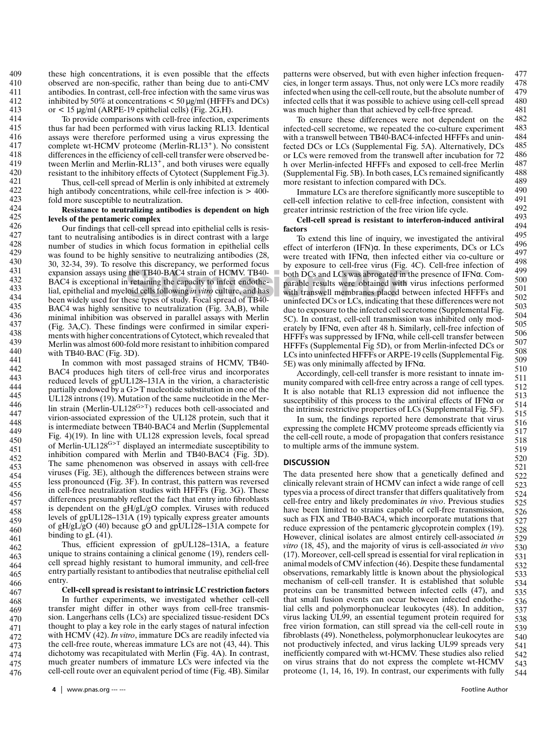these high concentrations, it is even possible that the effects observed are non-specific, rather than being due to anti-CMV antibodies. In contrast, cell-free infection with the same virus was inhibited by 50% at concentrations < 50 µg/ml (HFFFs and DCs) or < 15 µg/ml (ARPE-19 epithelial cells) (Fig. 2G,H).

To provide comparisons with cell-free infection, experiments thus far had been performed with virus lacking RL13. Identical assays were therefore performed using a virus expressing the complete wt-HCMV proteome (Merlin-RL13$^+$). No consistent differences in the efficiency of cell-cell transfer were observed between Merlin and Merlin-RL13$^+$, and both viruses were equally resistant to the inhibitory effects of Cytotect (Supplement Fig.3).

Thus, cell-cell spread of Merlin is only inhibited at extremely high antibody concentrations, while cell-free infection is > 400-fold more susceptible to neutralization.

**Resistance to neutralizing antibodies is dependent on high levels of the pentameric complex**

Our findings that cell-cell spread into epithelial cells is resistant to neutralising antibodies is in direct contrast with a large number of studies in which focus formation in epithelial cells was found to be highly sensitive to neutralizing antibodies (28, 30, 32-34, 39). To resolve this discrepancy, we performed focus expansion assays using the TB40-BAC4 strain of HCMV. TB40-BAC4 is exceptional in retaining the capacity to infect endothelial, epithelial and myeloid cells following *in vitro* culture, and has been widely used for these types of study. Focal spread of TB40-BAC4 was highly sensitive to neutralization (Fig. 3A,B), while minimal inhibition was observed in parallel assays with Merlin (Fig. 3A,C). These findings were confirmed in similar experiments with higher concentrations of Cytotect, which revealed that Merlin was almost 600-fold more resistant to inhibition compared with TB40-BAC (Fig. 3D).

In common with most passaged strains of HCMV, TB40-BAC4 produces high titers of cell-free virus and incorporates reduced levels of gpUL128–131A in the virion, a characteristic partially endowed by a G>T nucleotide substitution in one of the UL128 introns (19). Mutation of the same nucleotide in the Merlin strain (Merlin-UL128$^{G>T}$) reduces both cell-associated and virion-associated expression of the UL128 protein, such that it is intermediate between TB40-BAC4 and Merlin (Supplemental Fig. 4)(19). In line with UL128 expression levels, focal spread of Merlin-UL128$^{G>T}$ displayed an intermediate susceptibility to inhibition compared with Merlin and TB40-BAC4 (Fig. 3D). The same phenomenon was observed in assays with cell-free viruses (Fig. 3E), although the differences between strains were less pronounced (Fig. 3F). In contrast, this pattern was reversed in cell-free neutralization studies with HFFFs (Fig. 3G). These differences presumably reflect the fact that entry into fibroblasts is dependent on the gH/gL/gO complex. Viruses with reduced levels of gpUL128–131A (19) typically express greater amounts of gH/gL/gO (40) because gO and gpUL128–131A compete for binding to gL (41).

Thus, efficient expression of gpUL128–131A, a feature unique to strains containing a clinical genome (19), renders cell-cell spread highly resistant to humoral immunity, and cell-free entry partially resistant to antibodies that neutralise epithelial cell entry.

**Cell-cell spread is resistant to intrinsic LC restriction factors**

In further experiments, we investigated whether cell-cell transfer might differ in other ways from cell-free transmission. Langerhans cells (LCs) are specialized tissue-resident DCs thought to play a key role in the early stages of natural infection with HCMV (42). *In vitro*, immature DCs are readily infected via the cell-free route, whereas immature LCs are not (43, 44). This dichotomy was recapitulated with Merlin (Fig. 4A). In contrast, much greater numbers of immature LCs were infected via the cell-cell route over an equivalent period of time (Fig. 4B). Similar patterns were observed, but with even higher infection frequencies, in longer term assays. Thus, not only were LCs more readily infected when using the cell-cell route, but the absolute number of infected cells that it was possible to achieve using cell-cell spread was much higher than that achieved by cell-free spread.

To ensure these differences were not dependent on the infected-cell secretome, we repeated the co-culture experiment with a transwell between TB40-BAC4-infected HFFFs and uninfected DCs or LCs (Supplemental Fig. 5A). Alternatively, DCs or LCs were removed from the transwell after incubation for 72 h over Merlin-infected HFFFs and exposed to cell-free Merlin (Supplemental Fig. 5B). In both cases, LCs remained significantly more resistant to infection compared with DCs.

Immature LCs are therefore significantly more susceptible to cell-cell infection relative to cell-free infection, consistent with greater intrinsic restriction of the free virion life cycle.

**Cell-cell spread is resistant to interferon-induced antiviral factors**

To extend this line of inquiry, we investigated the antiviral effect of interferon (IFN)α. In these experiments, DCs or LCs were treated with IFNα, then infected either via co-culture or by exposure to cell-free virus (Fig. 4C). Cell-free infection of both DCs and LCs was abrogated in the presence of IFNα. Comparable results were obtained with virus infections performed with transwell membranes placed between infected HFFFs and uninfected DCs or LCs, indicating that these differences were not due to exposure to the infected cell secretome (Supplemental Fig. 5C). In contrast, cell-cell transmission was inhibited only moderately by IFNα, even after 48 h. Similarly, cell-free infection of HFFFs was suppressed by IFNα, while cell-cell transfer between HFFFs (Supplemental Fig 5D), or from Merlin-infected DCs or LCs into uninfected HFFFs or ARPE-19 cells (Supplemental Fig. 5E) was only minimally affected by IFNα.

Accordingly, cell-cell transfer is more resistant to innate immunity compared with cell-free entry across a range of cell types. It is also notable that RL13 expression did not influence the susceptibility of this process to the antiviral effects of IFNα or the intrinsic restrictive properties of LCs (Supplemental Fig. 5F).

In sum, the findings reported here demonstrate that virus expressing the complete HCMV proteome spreads efficiently via the cell-cell route, a mode of propagation that confers resistance to multiple arms of the immune system.

## DISCUSSION

The data presented here show that a genetically defined and clinically relevant strain of HCMV can infect a wide range of cell types via a process of direct transfer that differs qualitatively from cell-free entry and likely predominates *in vivo*. Previous studies have been limited to strains capable of cell-free transmission, such as FIX and TB40-BAC4, which incorporate mutations that reduce expression of the pentameric glycoprotein complex (19). However, clinical isolates are almost entirely cell-associated *in vitro* (18, 45), and the majority of virus is cell-associated *in vivo* (17). Moreover, cell-cell spread is essential for viral replication in animal models of CMV infection (46). Despite these fundamental observations, remarkably little is known about the physiological mechanism of cell-cell transfer. It is established that soluble proteins can be transmitted between infected cells (47), and that small fusion events can occur between infected endothelial cells and polymorphonuclear leukocytes (48). In addition, virus lacking UL99, an essential tegument protein required for free virion formation, can still spread via the cell-cell route in fibroblasts (49). Nonetheless, polymorphonuclear leukocytes are not productively infected, and virus lacking UL99 spreads very inefficiently compared with wt-HCMV. These studies also relied on virus strains that do not express the complete wt-HCMV proteome (1, 14, 16, 19). In contrast, our experiments with fully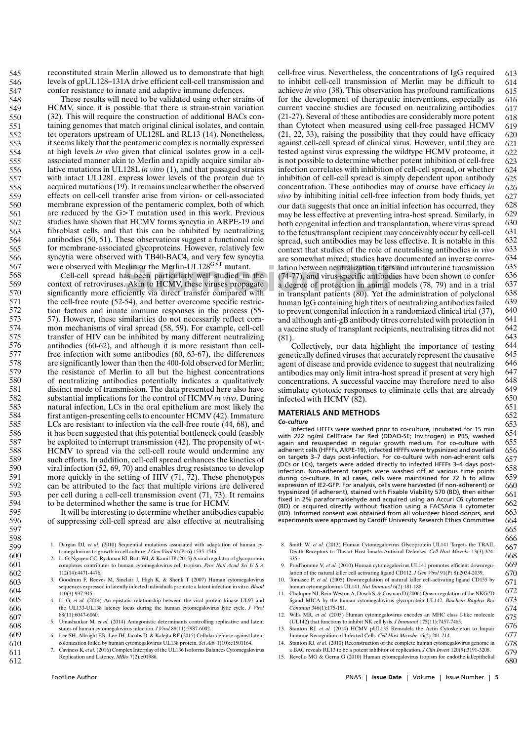reconstituted strain Merlin allowed us to demonstrate that high levels of gpUL128–131A drive efficient cell-cell transmission and confer resistance to innate and adaptive immune defences.

These results will need to be validated using other strains of HCMV, since it is possible that there is strain-strain variation (32). This will require the construction of additional BACs containing genomes that match original clinical isolates, and contain tet operators upstream of UL128L and RL13 (14). Nonetheless, it seems likely that the pentameric complex is normally expressed at high levels *in vivo* given that clinical isolates grow in a cell-associated manner akin to Merlin and rapidly acquire similar ablative mutations in UL128L *in vitro* (1), and that passaged strains with intact UL128L express lower levels of the protein due to acquired mutations (19). It remains unclear whether the observed effects on cell-cell transfer arise from virion- or cell-associated membrane expression of the pentameric complex, both of which are reduced by the G>T mutation used in this work. Previous studies have shown that HCMV forms syncytia in ARPE-19 and fibroblast cells, and that this can be inhibited by neutralizing antibodies (50, 51). These observations suggest a functional role for membrane-associated glycoproteins. However, relatively few syncytia were observed with TB40-BAC4, and very few syncytia were observed with Merlin or the Merlin-UL128$^{G>T}$ mutant.

Cell-cell spread has been particularly well studied in the context of retroviruses. Akin to HCMV, these viruses propagate significantly more efficiently via direct transfer compared with the cell-free route (52-54), and better overcome specific restriction factors and innate immune responses in the process (55-57). However, these similarities do not necessarily reflect common mechanisms of viral spread (58, 59). For example, cell-cell transfer of HIV can be inhibited by many different neutralizing antibodies (60-62), and although it is more resistant than cell-free infection with some antibodies (60, 63-67), the differences are significantly lower than then the 400-fold observed for Merlin; the resistance of Merlin to all but the highest concentrations of neutralizing antibodies potentially indicates a qualitatively distinct mode of transmission. The data presented here also have substantial implications for the control of HCMV *in vivo*. During natural infection, LCs in the oral epithelium are most likely the first antigen-presenting cells to encounter HCMV (42). Immature LCs are resistant to infection via the cell-free route (44, 68), and it has been suggested that this potential bottleneck could feasibly be exploited to interrupt transmission (42). The propensity of wt-HCMV to spread via the cell-cell route would undermine any such efforts. In addition, cell-cell spread enhances the kinetics of viral infection (52, 69, 70) and enables drug resistance to develop more quickly in the setting of HIV (71, 72). These phenotypes can be attributed to the fact that multiple virions are delivered per cell during a cell-cell transmission event (71, 73). It remains to be determined whether the same is true for HCMV.

It will be interesting to determine whether antibodies capable of suppressing cell-cell spread are also effective at neutralising cell-free virus. Nevertheless, the concentrations of IgG required to inhibit cell-cell transmission of Merlin may be difficult to achieve *in vivo* (38). This observation has profound ramifications for the development of therapeutic interventions, especially as current vaccine studies are focused on neutralizing antibodies (21-27). Several of these antibodies are considerably more potent than Cytotect when measured using cell-free passaged HCMV (21, 22, 33), raising the possibility that they could have efficacy against cell-cell spread of clinical virus. However, until they are tested against virus expressing the wildtype HCMV proteome, it is not possible to determine whether potent inhibition of cell-free infection correlates with inhibition of cell-cell spread, or whether inhibition of cell-cell spread is simply dependent upon antibody concentration. These antibodies may of course have efficacy *in vivo* by inhibiting initial cell-free infection from body fluids, yet our data suggests that once an initial infection has occurred, they may be less effective at preventing intra-host spread. Similarly, in both congenital infection and transplantation, where virus spread to the fetus/transplant recipient may conceivably occur by cell-cell spread, such antibodies may be less effective. It is notable in this context that studies of the role of neutralising antibodies *in vivo* are somewhat mixed; studies have documented an inverse correlation between neutralization titers and intrauterine transmission (74-77), and virus-specific antibodies have been shown to confer a degree of protection in animal models (78, 79) and in a trial in transplant patients (80). Yet the administration of polyclonal human IgG containing high titers of neutralizing antibodies failed to prevent congenital infection in a randomized clinical trial (37), and although anti-gB antibody titres correlated with protection in a vaccine study of transplant recipients, neutralising titres did not (81).

Collectively, our data highlight the importance of testing genetically defined viruses that accurately represent the causative agent of disease and provide evidence to suggest that neutralizing antibodies may only limit intra-host spread if present at very high concentrations. A successful vaccine may therefore need to also stimulate cytotoxic responses to eliminate cells that are already infected with HCMV (82).

## MATERIALS AND METHODS

### *Co-culture*

Infected HFFFs were washed prior to co-culture, incubated for 15 min with 222 ng/ml CellTrace Far Red (DDAO-SE; Invitrogen) in PBS, washed again and resuspended in regular growth medium. For co-culture with adherent cells (HFFFs, ARPE-19), infected HFFFs were trypsinized and overlaid on targets 3–7 days post-infection. For co-culture with non-adherent cells (DCs or LCs), targets were added directly to infected HFFFs 3–4 days post-infection. Non-adherent targets were washed off at various time points during co-culture. In all cases, cells were maintained for 72 h to allow expression of IE2-GFP. For analysis, cells were harvested (if non-adherent) or trypsinized (if adherent), stained with Fixable Viability 570 (BD), then either fixed in 2% paraformaldehyde and acquired using an Accuri C6 cytometer (BD) or acquired directly without fixation using a FACSAria II cytometer (BD). Informed consent was obtained from all volunteer blood donors, and experiments were approved by Cardiff University Research Ethics Committee

1. Dargan DJ, *et al.* (2010) Sequential mutations associated with adaptation of human cytomegalovirus to growth in cell culture. *J Gen Virol* 91(Pt 6):1535-1546.
2. Li G, Nguyen CC, Ryckman BJ, Britt WJ, & Kamil JP (2015) A viral regulator of glycoprotein complexes contributes to human cytomegalovirus cell tropism. *Proc Natl Acad Sci U S A* 112(14):4471-4476.
3. Goodrum F, Reeves M, Sinclair J, High K, & Shenk T (2007) Human cytomegalovirus sequences expressed in latently infected individuals promote a latent infection in vitro. *Blood* 110(3):937-945.
4. Li G, *et al.* (2014) An epistatic relationship between the viral protein kinase UL97 and the UL133-UL138 latency locus during the human cytomegalovirus lytic cycle. *J Virol* 88(11):6047-6060.
5. Umashankar M, *et al.* (2014) Antagonistic determinants controlling replicative and latent states of human cytomegalovirus infection. *J Virol* 88(11):5987-6002.
6. Lee SH, Albright ER, Lee JH, Jacobs D, & Kalejta RF (2015) Cellular defense against latent colonization foiled by human cytomegalovirus UL138 protein. *Sci Adv* 1(10):e1501164.
7. Caviness K, *et al.* (2016) Complex Interplay of the UL136 Isoforms Balances Cytomegalovirus Replication and Latency. *MBio* 7(2):e01986.
8. Smith W, *et al.* (2013) Human Cytomegalovirus Glycoprotein UL141 Targets the TRAIL Death Receptors to Thwart Host Innate Antiviral Defenses. *Cell Host Microbe* 13(3):324-335.
9. Prod'homme V, *et al.* (2010) Human cytomegalovirus UL141 promotes efficient downregulation of the natural killer cell activating ligand CD112. *J Gen Virol* 91(Pt 8):2034-2039.
10. Tomasec P, *et al.* (2005) Downregulation of natural killer cell-activating ligand CD155 by human cytomegalovirus UL141. *Nat Immunol* 6(2):181-188.
11. Chalupny NJ, Rein-Weston A, Dosch S, & Cosman D (2006) Down-regulation of the NKG2D ligand MICA by the human cytomegalovirus glycoprotein UL142. *Biochem Biophys Res Commun* 346(1):175-181.
12. Wills MR, *et al.* (2005) Human cytomegalovirus encodes an MHC class I-like molecule (UL142) that functions to inhibit NK cell lysis. *J Immunol* 175(11):7457-7465.
13. Stanton RJ, *et al.* (2014) HCMV pUL135 Remodels the Actin Cytoskeleton to Impair Immune Recognition of Infected Cells. *Cell Host Microbe* 16(2):201-214.
14. Stanton RJ, *et al.* (2010) Reconstruction of the complete human cytomegalovirus genome in a BAC reveals RL13 to be a potent inhibitor of replication. *J Clin Invest* 120(9):3191-3208.
15. Revello MG & Gerna G (2010) Human cytomegalovirus tropism for endothelial/epithelial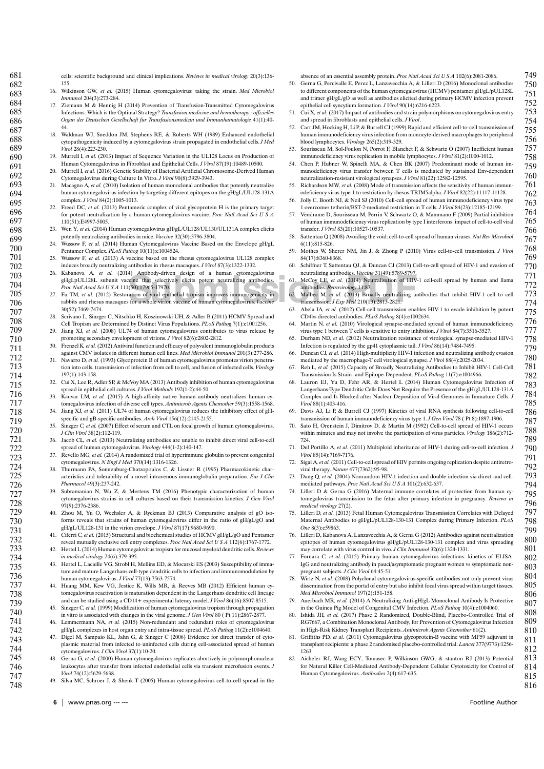cells: scientific background and clinical implications. *Reviews in medical virology* 20(3):136-155.

16. Wilkinson GW, *et al.* (2015) Human cytomegalovirus: taking the strain. *Med Microbiol Immunol* 204(3):273-284.
17. Ziemann M & Hennig H (2014) Prevention of Transfusion-Transmitted Cytomegalovirus Infections: Which is the Optimal Strategy? *Transfusion medicine and hemotherapy : offizielles Organ der Deutschen Gesellschaft fur Transfusionsmedizin und Immunhamatologie* 41(1):40-44.
18. Waldman WJ, Sneddon JM, Stephens RE, & Roberts WH (1989) Enhanced endothelial cytopathogenicity induced by a cytomegalovirus strain propagated in endothelial cells. *J Med Virol* 28(4):223-230.
19. Murrell I, *et al.* (2013) Impact of Sequence Variation in the UL128 Locus on Production of Human Cytomegalovirus in Fibroblast and Epithelial Cells. *J Virol* 87(19):10489-10500.
20. Murrell I, *et al.* (2016) Genetic Stability of Bacterial Artificial Chromosome-Derived Human Cytomegalovirus during Culture In Vitro. *J Virol* 90(8):3929-3943.
21. Macagno A, *et al.* (2010) Isolation of human monoclonal antibodies that potently neutralize human cytomegalovirus infection by targeting different epitopes on the gH/gL/UL128-131A complex. *J Virol* 84(2):1005-1013.
22. Freed DC, *et al.* (2013) Pentameric complex of viral glycoprotein H is the primary target for potent neutralization by a human cytomegalovirus vaccine. *Proc Natl Acad Sci U S A* 110(51):E4997-5005.
23. Wen Y, *et al.* (2014) Human cytomegalovirus gH/gL/UL128/UL130/UL131A complex elicits potently neutralizing antibodies in mice. *Vaccine* 32(30):3796-3804.
24. Wussow F, *et al.* (2014) Human Cytomegalovirus Vaccine Based on the Envelope gH/gL Pentamer Complex. *PLoS Pathog* 10(11):e1004524.
25. Wussow F, *et al.* (2013) A vaccine based on the rhesus cytomegalovirus UL128 complex induces broadly neutralizing antibodies in rhesus macaques. *J Virol* 87(3):1322-1332.
26. Kabanova A, *et al.* (2014) Antibody-driven design of a human cytomegalovirus gHgLpUL128L subunit vaccine that selectively elicits potent neutralizing antibodies. *Proc Natl Acad Sci U S A* 111(50):17965-17970.
27. Fu TM, *et al.* (2012) Restoration of viral epithelial tropism improves immunogenicity in rabbits and rhesus macaques for a whole virion vaccine of human cytomegalovirus. *Vaccine* 30(52):7469-7474.
28. Scrivano L, Sinzger C, Nitschko H, Koszinowski UH, & Adler B (2011) HCMV Spread and Cell Tropism are Determined by Distinct Virus Populations. *PLoS Pathog* 7(1):e1001256.
29. Jiang XJ, *et al.* (2008) UL74 of human cytomegalovirus contributes to virus release by promoting secondary envelopment of virions. *J Virol* 82(6):2802-2812.
30. Frenzel K, *et al.* (2012) Antiviral function and efficacy of polyvalent immunoglobulin products against CMV isolates in different human cell lines. *Med Microbiol Immunol* 201(3):277-286.
31. Navarro D, *et al.* (1993) Glycoprotein B of human cytomegalovirus promotes virion penetration into cells, transmission of infection from cell to cell, and fusion of infected cells. *Virology* 197(1):143-158.
32. Cui X, Lee R, Adler SP, & McVoy MA (2013) Antibody inhibition of human cytomegalovirus spread in epithelial cell cultures. *J Virol Methods* 192(1-2):44-50.
33. Kauvar LM, *et al.* (2015) A high-affinity native human antibody neutralizes human cytomegalovirus infection of diverse cell types. *Antimicrob Agents Chemother* 59(3):1558-1568.
34. Jiang XJ, *et al.* (2011) UL74 of human cytomegalovirus reduces the inhibitory effect of gH-specific and gB-specific antibodies. *Arch Virol* 156(12):2145-2155.
35. Sinzger C, *et al.* (2007) Effect of serum and CTL on focal growth of human cytomegalovirus. *J Clin Virol* 38(2):112-119.
36. Jacob CL, *et al.* (2013) Neutralizing antibodies are unable to inhibit direct viral cell-to-cell spread of human cytomegalovirus. *Virology* 444(1-2):140-147.
37. Revello MG, *et al.* (2014) A randomized trial of hyperimmune globulin to prevent congenital cytomegalovirus. *N Engl J Med* 370(14):1316-1326.
38. Thurmann PA, Sonnenburg-Chatzopoulos C, & Lissner R (1995) Pharmacokinetic characteristics and tolerability of a novel intravenous immunoglobulin preparation. *Eur J Clin Pharmacol* 49(3):237-242.
39. Subramanian N, Wu Z, & Mertens T (2016) Phenotypic characterization of human cytomegalovirus strains in cell cultures based on their transmission kinetics. *J Gen Virol* 97(9):2376-2386.
40. Zhou M, Yu Q, Wechsler A, & Ryckman BJ (2013) Comparative analysis of gO isoforms reveals that strains of human cytomegalovirus differ in the ratio of gH/gL/gO and gH/gL/UL128-131 in the virion envelope. *J Virol* 87(17):9680-9690.
41. Ciferri C, *et al.* (2015) Structural and biochemical studies of HCMV gH/gL/gO and Pentamer reveal mutually exclusive cell entry complexes. *Proc Natl Acad Sci U S A* 112(6):1767-1772.
42. Hertel L (2014) Human cytomegalovirus tropism for mucosal myeloid dendritic cells. *Reviews in medical virology* 24(6):379-395.
43. Hertel L, Lacaille VG, Strobl H, Mellins ED, & Mocarski ES (2003) Susceptibility of immature and mature Langerhans cell-type dendritic cells to infection and immunomodulation by human cytomegalovirus. *J Virol* 77(13):7563-7574.
44. Huang MM, Kew VG, Jestice K, Wills MR, & Reeves MB (2012) Efficient human cytomegalovirus reactivation is maturation dependent in the Langerhans dendritic cell lineage and can be studied using a CD14+ experimental latency model. *J Virol* 86(16):8507-8515.
45. Sinzger C, *et al.* (1999) Modification of human cytomegalovirus tropism through propagation in vitro is associated with changes in the viral genome. *J Gen Virol* 80 ( Pt 11):2867-2877.
46. Lemmermann NA, *et al.* (2015) Non-redundant and redundant roles of cytomegalovirus gH/gL complexes in host organ entry and intra-tissue spread. *PLoS Pathog* 11(2):e1004640.
47. Digel M, Sampaio KL, Jahn G, & Sinzger C (2006) Evidence for direct transfer of cytoplasmic material from infected to uninfected cells during cell-associated spread of human cytomegalovirus. *J Clin Virol* 37(1):10-20.
48. Gerna G, *et al.* (2000) Human cytomegalovirus replicates abortively in polymorphonuclear leukocytes after transfer from infected endothelial cells via transient microfusion events. *J Virol* 74(12):5629-5638.
49. Silva MC, Schroer J, & Shenk T (2005) Human cytomegalovirus cell-to-cell spread in the absence of an essential assembly protein. *Proc Natl Acad Sci U S A* 102(6):2081-2086.
50. Gerna G, Percivalle E, Perez L, Lanzavecchia A, & Lilleri D (2016) Monoclonal antibodies to different components of the human cytomegalovirus (HCMV) pentamer gH/gL/pUL128L and trimer gH/gL/gO as well as antibodies elicited during primary HCMV infection prevent epithelial cell syncytium formation. *J Virol* 90(14):6216-6223.
51. Cui X, *et al.* (2017) Impact of antibodies and strain polymorphisms on cytomegalovirus entry and spread in fibroblasts and epithelial cells. *J Virol.*
52. Carr JM, Hocking H, Li P, & Burrell CJ (1999) Rapid and efficient cell-to-cell transmission of human immunodeficiency virus infection from monocyte-derived macrophages to peripheral blood lymphocytes. *Virology* 265(2):319-329.
53. Sourisseau M, Sol-Foulon N, Porrot F, Blanchet F, & Schwartz O (2007) Inefficient human immunodeficiency virus replication in mobile lymphocytes. *J Virol* 81(2):1000-1012.
54. Chen P, Hubner W, Spinelli MA, & Chen BK (2007) Predominant mode of human immunodeficiency virus transfer between T cells is mediated by sustained Env-dependent neutralization-resistant virological synapses. *J Virol* 81(22):12582-12595.
55. Richardson MW, *et al.* (2008) Mode of transmission affects the sensitivity of human immunodeficiency virus type 1 to restriction by rhesus TRIM5alpha. *J Virol* 82(22):11117-11128.
56. Jolly C, Booth NJ, & Neil SJ (2010) Cell-cell spread of human immunodeficiency virus type 1 overcomes tetherin/BST-2-mediated restriction in T cells. *J Virol* 84(23):12185-12199.
57. Vendrame D, Sourisseau M, Perrin V, Schwartz O, & Mammano F (2009) Partial inhibition of human immunodeficiency virus replication by type I interferons: impact of cell-to-cell viral transfer. *J Virol* 83(20):10527-10537.
58. Sattentau Q (2008) Avoiding the void: cell-to-cell spread of human viruses. *Nat Rev Microbiol* 6(11):815-826.
59. Mothes W, Sherer NM, Jin J, & Zhong P (2010) Virus cell-to-cell transmission. *J Virol* 84(17):8360-8368.
60. Schiffner T, Sattentau QJ, & Duncan CJ (2013) Cell-to-cell spread of HIV-1 and evasion of neutralizing antibodies. *Vaccine* 31(49):5789-5797.
61. McCoy LE, *et al.* (2014) Neutralisation of HIV-1 cell-cell spread by human and llama antibodies. *Retrovirology* 11:83.
62. Malbec M, *et al.* (2013) Broadly neutralizing antibodies that inhibit HIV-1 cell to cell transmission. *J Exp Med* 210(13):2813-2821.
63. Abela IA, *et al.* (2012) Cell-cell transmission enables HIV-1 to evade inhibition by potent CD4bs directed antibodies. *PLoS Pathog* 8(4):e1002634.
64. Martin N, *et al.* (2010) Virological synapse-mediated spread of human immunodeficiency virus type 1 between T cells is sensitive to entry inhibition. *J Virol* 84(7):3516-3527.
65. Durham ND, *et al.* (2012) Neutralization resistance of virological synapse-mediated HIV-1 Infection is regulated by the gp41 cytoplasmic tail. *J Virol* 86(14):7484-7495.
66. Duncan CJ, *et al.* (2014) High-multiplicity HIV-1 infection and neutralizing antibody evasion mediated by the macrophage-T cell virological synapse. *J Virol* 88(4):2025-2034.
67. Reh L, *et al.* (2015) Capacity of Broadly Neutralizing Antibodies to Inhibit HIV-1 Cell-Cell Transmission Is Strain- and Epitope-Dependent. *PLoS Pathog* 11(7):e1004966.
68. Lauron EJ, Yu D, Fehr AR, & Hertel L (2014) Human Cytomegalovirus Infection of Langerhans-Type Dendritic Cells Does Not Require the Presence of the gH/gL/UL128-131A Complex and Is Blocked after Nuclear Deposition of Viral Genomes in Immature Cells. *J Virol* 88(1):403-416.
69. Davis AJ, Li P, & Burrell CJ (1997) Kinetics of viral RNA synthesis following cell-to-cell transmission of human immunodeficiency virus type 1. *J Gen Virol* 78 ( Pt 8):1897-1906.
70. Sato H, Orenstein J, Dimitrov D, & Martin M (1992) Cell-to-cell spread of HIV-1 occurs within minutes and may not involve the participation of virus particles. *Virology* 186(2):712-724.
71. Del Portillo A, *et al.* (2011) Multiploid inheritance of HIV-1 during cell-to-cell infection. *J Virol* 85(14):7169-7176.
72. Sigal A, *et al.* (2011) Cell-to-cell spread of HIV permits ongoing replication despite antiretroviral therapy. *Nature* 477(7362):95-98.
73. Dang Q, *et al.* (2004) Nonrandom HIV-1 infection and double infection via direct and cell-mediated pathways. *Proc Natl Acad Sci U S A* 101(2):632-637.
74. Lilleri D & Gerna G (2016) Maternal immune correlates of protection from human cytomegalovirus transmission to the fetus after primary infection in pregnancy. *Reviews in medical virology* 27(2).
75. Lilleri D, *et al.* (2013) Fetal Human Cytomegalovirus Transmission Correlates with Delayed Maternal Antibodies to gH/gL/pUL128-130-131 Complex during Primary Infection. *PLoS One* 8(3):e59863.
76. Lilleri D, Kabanova A, Lanzavecchia A, & Gerna G (2012) Antibodies against neutralization epitopes of human cytomegalovirus gH/gL/pUL128-130-131 complex and virus spreading may correlate with virus control in vivo. *J Clin Immunol* 32(6):1324-1331.
77. Fornara C, *et al.* (2015) Primary human cytomegalovirus infections: kinetics of ELISA-IgG and neutralizing antibody in pauci/asymptomatic pregnant women vs symptomatic non-pregnant subjects. *J Clin Virol* 64:45-51.
78. Wirtz N, *et al.* (2008) Polyclonal cytomegalovirus-specific antibodies not only prevent virus dissemination from the portal of entry but also inhibit focal virus spread within target tissues. *Med Microbiol Immunol* 197(2):151-158.
79. Auerbach MR, *et al.* (2014) A Neutralizing Anti-gH/gL Monoclonal Antibody Is Protective in the Guinea Pig Model of Congenital CMV Infection. *PLoS Pathog* 10(4):e1004060.
80. Ishida JH, *et al.* (2017) Phase 2 Randomized, Double-Blind, Placebo-Controlled Trial of RG7667, a Combination Monoclonal Antibody, for Prevention of Cytomegalovirus Infection in High-Risk Kidney Transplant Recipients. *Antimicrob Agents Chemother* 61(2).
81. Griffiths PD, *et al.* (2011) Cytomegalovirus glycoprotein-B vaccine with MF59 adjuvant in transplant recipients: a phase 2 randomised placebo-controlled trial. *Lancet* 377(9773):1256-1263.
82. Aicheler RJ, Wang ECY, Tomasec P, Wilkinson GWG, & stanton RJ (2013) Potential for Natural Killer Cell-Mediated Antibody-Dependent Cellular Cytotoxicity for Control of Human Cytomegalovirus. *Antibodies* 2(4):617-635.